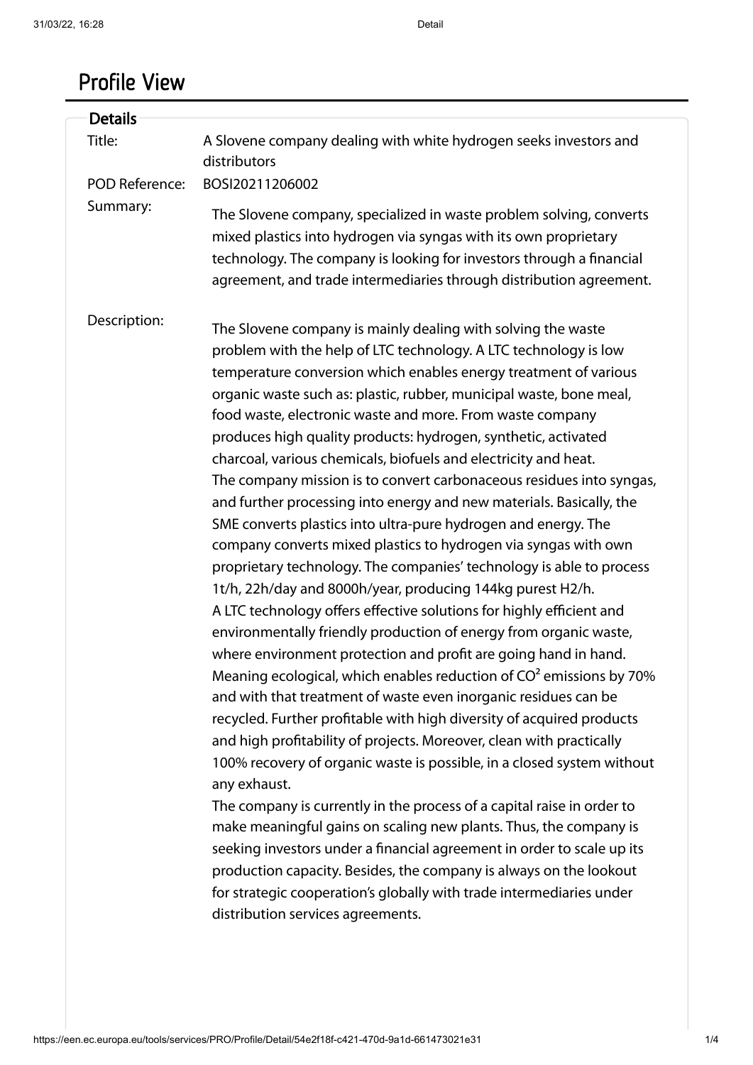# Profile View

## Details

**Title:** A Slovene company dealing with white hydrogen seeks investors and distributors

**POD Reference:** BOSI20211206002

**Summary:**

The Slovene company, specialized in waste problem solving, converts mixed plastics into hydrogen via syngas with its own proprietary technology. The company is looking for investors through a financial agreement, and trade intermediaries through distribution agreement.

**Description:**

The Slovene company is mainly dealing with solving the waste problem with the help of LTC technology. A LTC technology is low temperature conversion which enables energy treatment of various organic waste such as: plastic, rubber, municipal waste, bone meal, food waste, electronic waste and more. From waste company produces high quality products: hydrogen, synthetic, activated charcoal, various chemicals, biofuels and electricity and heat.
The company mission is to convert carbonaceous residues into syngas, and further processing into energy and new materials. Basically, the SME converts plastics into ultra-pure hydrogen and energy. The company converts mixed plastics to hydrogen via syngas with own proprietary technology. The companies' technology is able to process 1t/h, 22h/day and 8000h/year, producing 144kg purest H2/h.
A LTC technology offers effective solutions for highly efficient and environmentally friendly production of energy from organic waste, where environment protection and profit are going hand in hand. Meaning ecological, which enables reduction of $CO^2$ emissions by 70% and with that treatment of waste even inorganic residues can be recycled. Further profitable with high diversity of acquired products and high profitability of projects. Moreover, clean with practically 100% recovery of organic waste is possible, in a closed system without any exhaust.
The company is currently in the process of a capital raise in order to make meaningful gains on scaling new plants. Thus, the company is seeking investors under a financial agreement in order to scale up its production capacity. Besides, the company is always on the lookout for strategic cooperation's globally with trade intermediaries under distribution services agreements.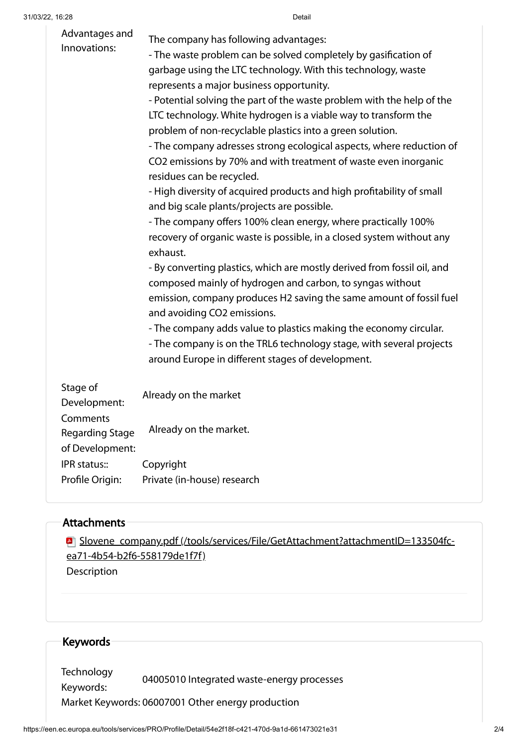| | |
|---|---|
| Advantages and Innovations: | The company has following advantages:<br>- The waste problem can be solved completely by gasification of garbage using the LTC technology. With this technology, waste represents a major business opportunity.<br>- Potential solving the part of the waste problem with the help of the LTC technology. White hydrogen is a viable way to transform the problem of non-recyclable plastics into a green solution.<br>- The company adresses strong ecological aspects, where reduction of $CO_2$ emissions by 70% and with treatment of waste even inorganic residues can be recycled.<br>- High diversity of acquired products and high profitability of small and big scale plants/projects are possible.<br>- The company offers 100% clean energy, where practically 100% recovery of organic waste is possible, in a closed system without any exhaust.<br>- By converting plastics, which are mostly derived from fossil oil, and composed mainly of hydrogen and carbon, to syngas without emission, company produces $H_2$ saving the same amount of fossil fuel and avoiding $CO_2$ emissions.<br>- The company adds value to plastics making the economy circular.<br>- The company is on the TRL6 technology stage, with several projects around Europe in different stages of development. |
| Stage of Development: | Already on the market |
| Comments Regarding Stage of Development: | Already on the market. |
| IPR status:: | Copyright |
| Profile Origin: | Private (in-house) research |

## Attachments

Slovene_company.pdf (/tools/services/File/GetAttachment?attachmentID=133504fc-ea71-4b54-b2f6-558179de1f7f)

Description

## Keywords

| | |
|---|---|
| Technology Keywords: | 04005010 Integrated waste-energy processes |
| Market Keywords: | 06007001 Other energy production |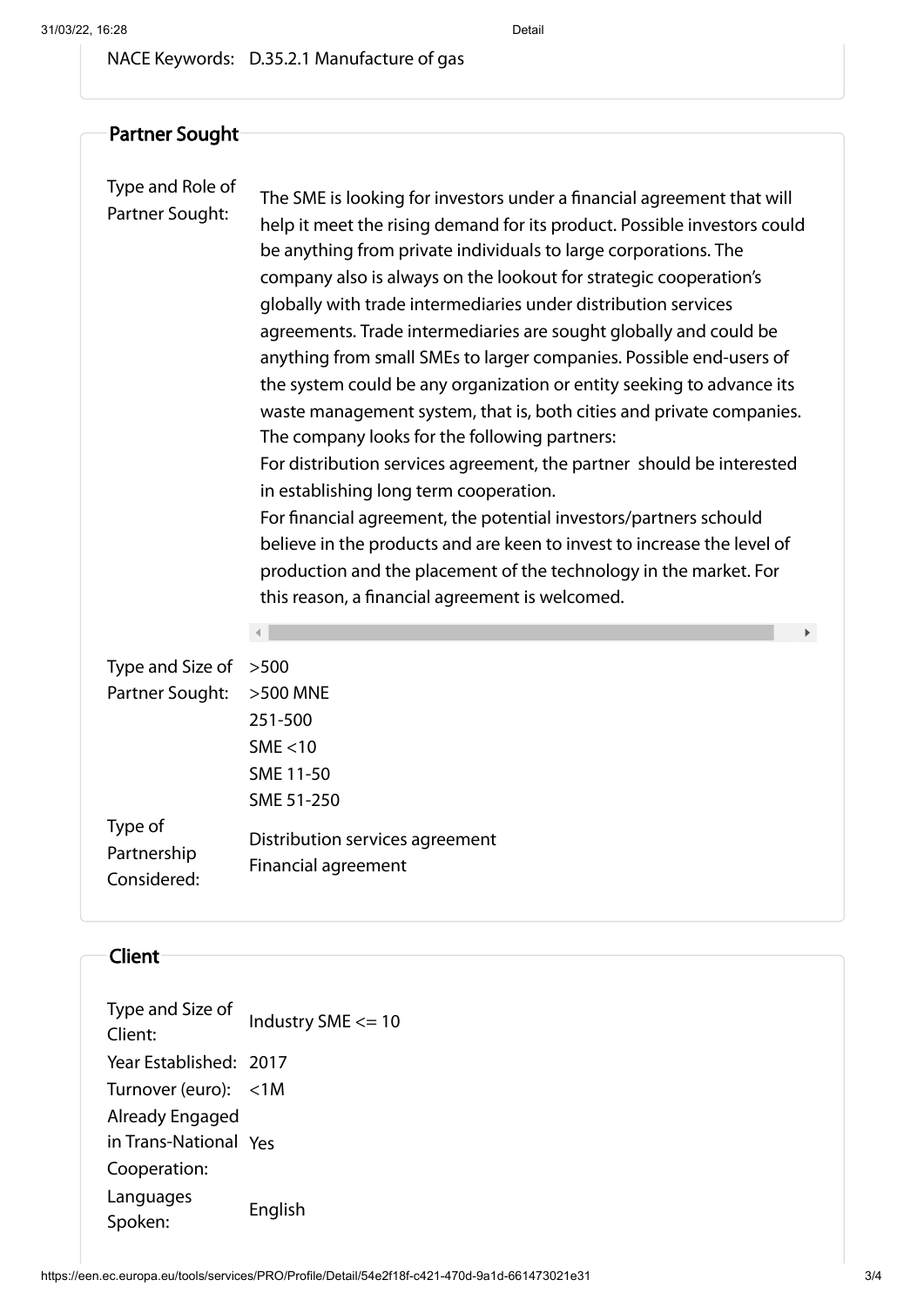NACE Keywords: D.35.2.1 Manufacture of gas

## Partner Sought

**Type and Role of Partner Sought:**

The SME is looking for investors under a financial agreement that will help it meet the rising demand for its product. Possible investors could be anything from private individuals to large corporations. The company also is always on the lookout for strategic cooperation's globally with trade intermediaries under distribution services agreements. Trade intermediaries are sought globally and could be anything from small SMEs to larger companies. Possible end-users of the system could be any organization or entity seeking to advance its waste management system, that is, both cities and private companies. The company looks for the following partners:
For distribution services agreement, the partner should be interested in establishing long term cooperation.
For financial agreement, the potential investors/partners schould believe in the products and are keen to invest to increase the level of production and the placement of the technology in the market. For this reason, a financial agreement is welcomed.

**Type and Size of Partner Sought:**

>500
>500 MNE
251-500
SME <10
SME 11-50
SME 51-250

**Type of Partnership Considered:**

Distribution services agreement
Financial agreement

## Client

| | |
|---|---|
| Type and Size of Client: | Industry SME <= 10 |
| Year Established: | 2017 |
| Turnover (euro): | <1M |
| Already Engaged in Trans-National Cooperation: | Yes |
| Languages Spoken: | English |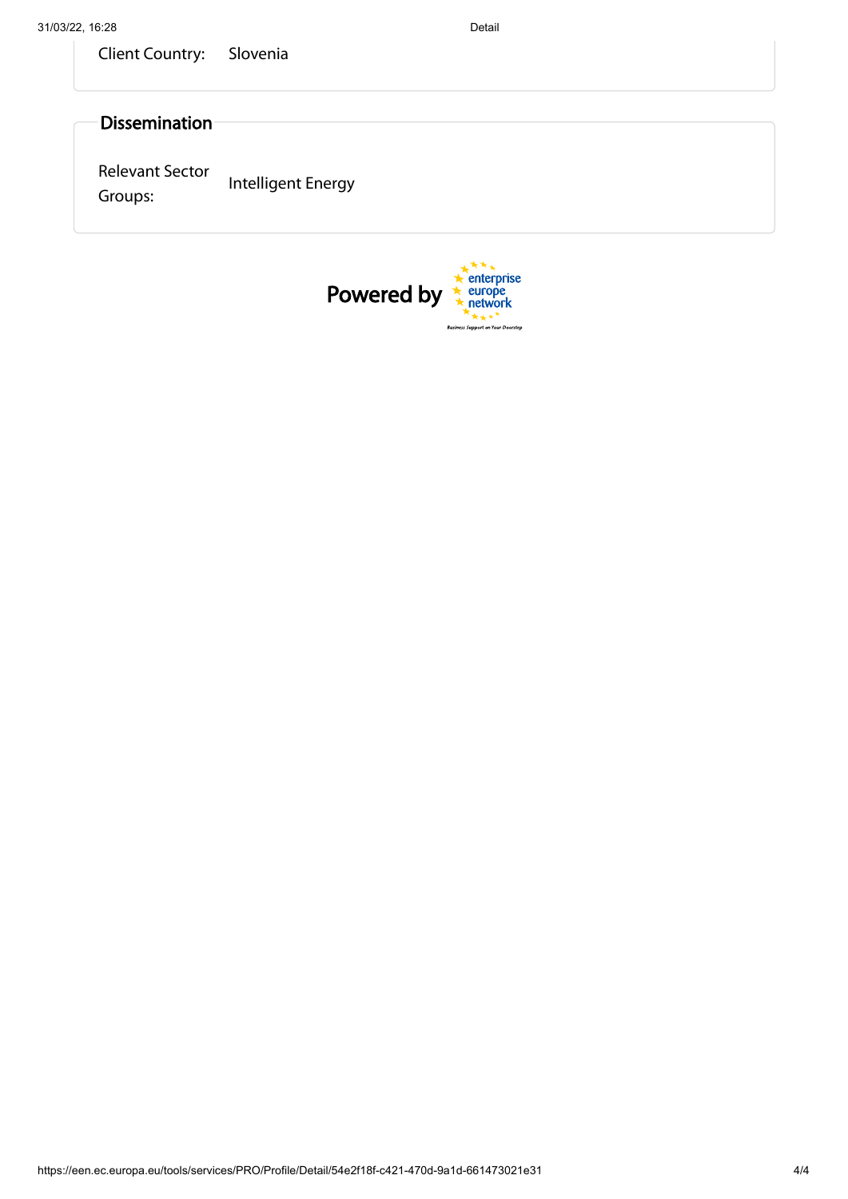Client Country: Slovenia

## Dissemination

Relevant Sector Groups: Intelligent Energy

Powered by enterprise europe network

Business Support on Your Doorstep